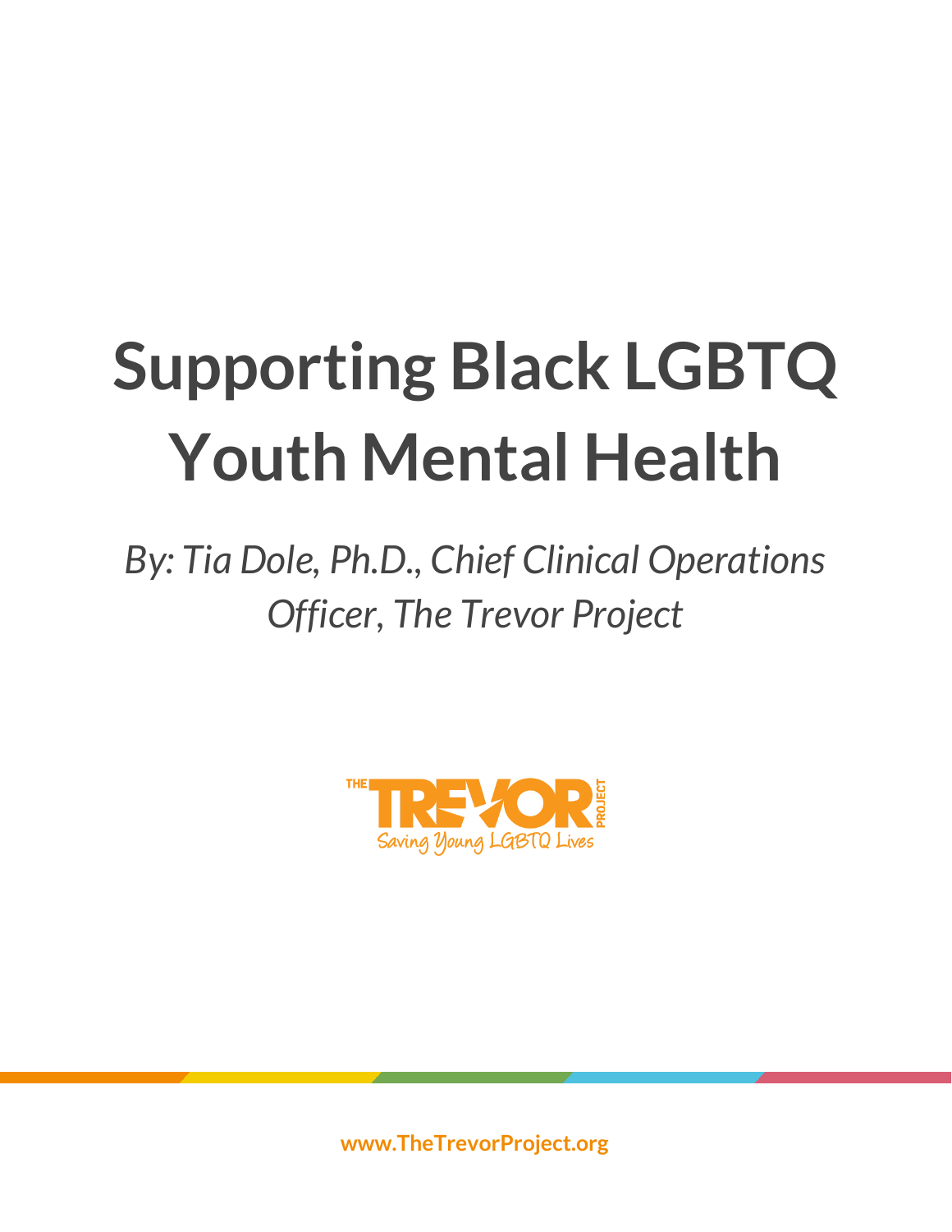# Supporting Black LGBTQ Youth Mental Health

*By: Tia Dole, Ph.D., Chief Clinical Operations Officer, The Trevor Project*

THE TREVOR PROJECT

Saving Young LGBTQ Lives

www.TheTrevorProject.org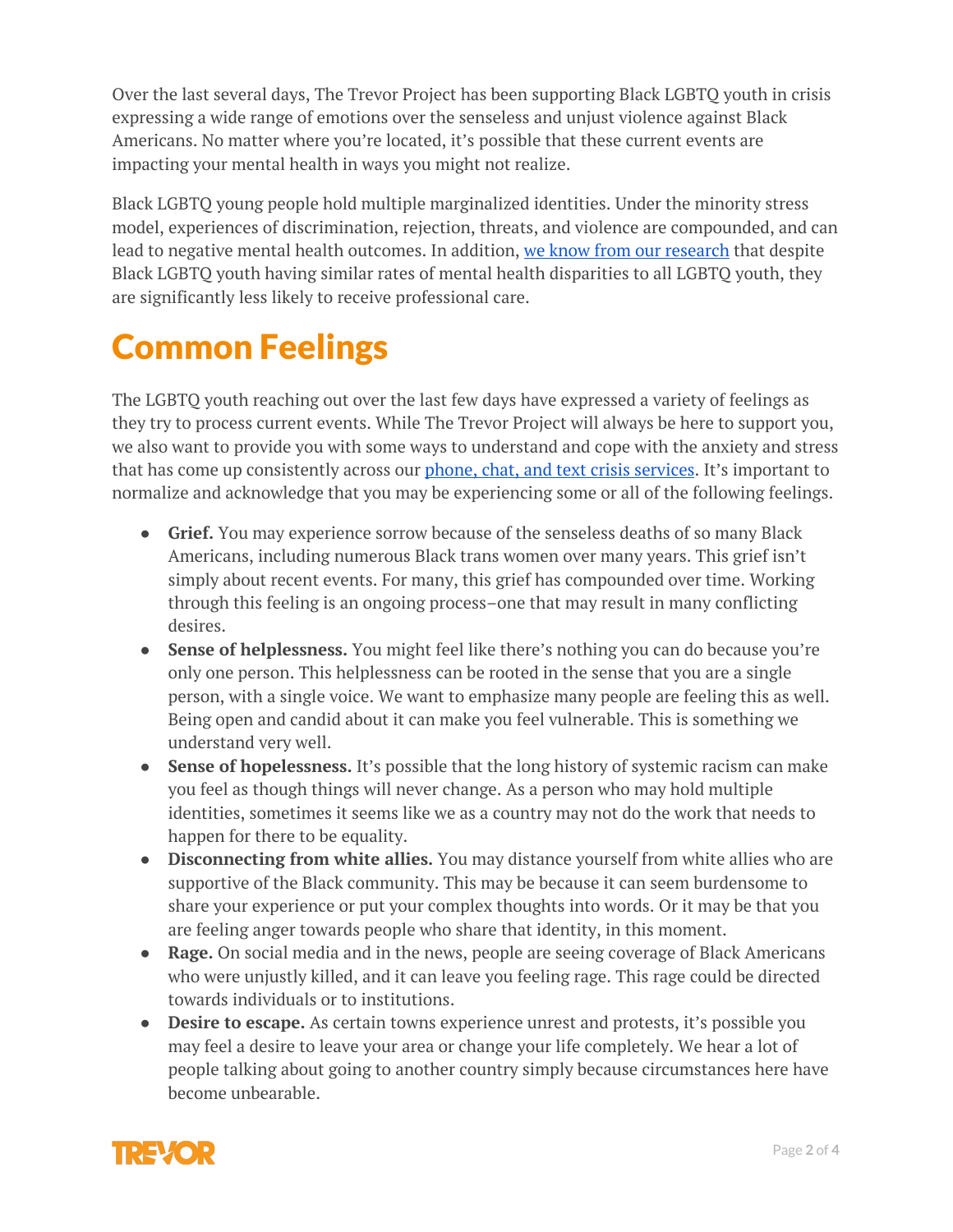Over the last several days, The Trevor Project has been supporting Black LGBTQ youth in crisis expressing a wide range of emotions over the senseless and unjust violence against Black Americans. No matter where you're located, it's possible that these current events are impacting your mental health in ways you might not realize.

Black LGBTQ young people hold multiple marginalized identities. Under the minority stress model, experiences of discrimination, rejection, threats, and violence are compounded, and can lead to negative mental health outcomes. In addition, we know from our research that despite Black LGBTQ youth having similar rates of mental health disparities to all LGBTQ youth, they are significantly less likely to receive professional care.

# Common Feelings

The LGBTQ youth reaching out over the last few days have expressed a variety of feelings as they try to process current events. While The Trevor Project will always be here to support you, we also want to provide you with some ways to understand and cope with the anxiety and stress that has come up consistently across our phone, chat, and text crisis services. It's important to normalize and acknowledge that you may be experiencing some or all of the following feelings.

- **Grief.** You may experience sorrow because of the senseless deaths of so many Black Americans, including numerous Black trans women over many years. This grief isn't simply about recent events. For many, this grief has compounded over time. Working through this feeling is an ongoing process–one that may result in many conflicting desires.
- **Sense of helplessness.** You might feel like there's nothing you can do because you're only one person. This helplessness can be rooted in the sense that you are a single person, with a single voice. We want to emphasize many people are feeling this as well. Being open and candid about it can make you feel vulnerable. This is something we understand very well.
- **Sense of hopelessness.** It's possible that the long history of systemic racism can make you feel as though things will never change. As a person who may hold multiple identities, sometimes it seems like we as a country may not do the work that needs to happen for there to be equality.
- **Disconnecting from white allies.** You may distance yourself from white allies who are supportive of the Black community. This may be because it can seem burdensome to share your experience or put your complex thoughts into words. Or it may be that you are feeling anger towards people who share that identity, in this moment.
- **Rage.** On social media and in the news, people are seeing coverage of Black Americans who were unjustly killed, and it can leave you feeling rage. This rage could be directed towards individuals or to institutions.
- **Desire to escape.** As certain towns experience unrest and protests, it's possible you may feel a desire to leave your area or change your life completely. We hear a lot of people talking about going to another country simply because circumstances here have become unbearable.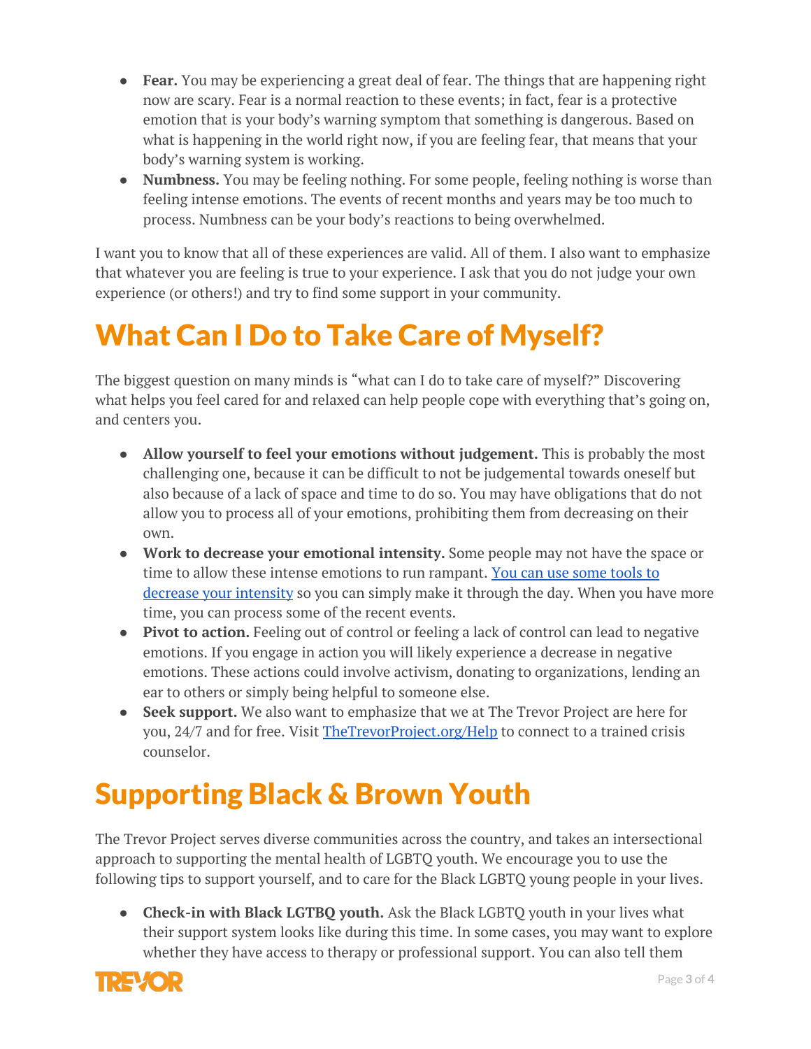- **Fear.** You may be experiencing a great deal of fear. The things that are happening right now are scary. Fear is a normal reaction to these events; in fact, fear is a protective emotion that is your body's warning symptom that something is dangerous. Based on what is happening in the world right now, if you are feeling fear, that means that your body's warning system is working.
- **Numbness.** You may be feeling nothing. For some people, feeling nothing is worse than feeling intense emotions. The events of recent months and years may be too much to process. Numbness can be your body's reactions to being overwhelmed.

I want you to know that all of these experiences are valid. All of them. I also want to emphasize that whatever you are feeling is true to your experience. I ask that you do not judge your own experience (or others!) and try to find some support in your community.

# What Can I Do to Take Care of Myself?

The biggest question on many minds is "what can I do to take care of myself?" Discovering what helps you feel cared for and relaxed can help people cope with everything that's going on, and centers you.

- **Allow yourself to feel your emotions without judgement.** This is probably the most challenging one, because it can be difficult to not be judgemental towards oneself but also because of a lack of space and time to do so. You may have obligations that do not allow you to process all of your emotions, prohibiting them from decreasing on their own.
- **Work to decrease your emotional intensity.** Some people may not have the space or time to allow these intense emotions to run rampant. [You can use some tools to decrease your intensity]() so you can simply make it through the day. When you have more time, you can process some of the recent events.
- **Pivot to action.** Feeling out of control or feeling a lack of control can lead to negative emotions. If you engage in action you will likely experience a decrease in negative emotions. These actions could involve activism, donating to organizations, lending an ear to others or simply being helpful to someone else.
- **Seek support.** We also want to emphasize that we at The Trevor Project are here for you, 24/7 and for free. Visit [TheTrevorProject.org/Help]() to connect to a trained crisis counselor.

# Supporting Black & Brown Youth

The Trevor Project serves diverse communities across the country, and takes an intersectional approach to supporting the mental health of LGBTQ youth. We encourage you to use the following tips to support yourself, and to care for the Black LGBTQ young people in your lives.

- **Check-in with Black LGTBQ youth.** Ask the Black LGBTQ youth in your lives what their support system looks like during this time. In some cases, you may want to explore whether they have access to therapy or professional support. You can also tell them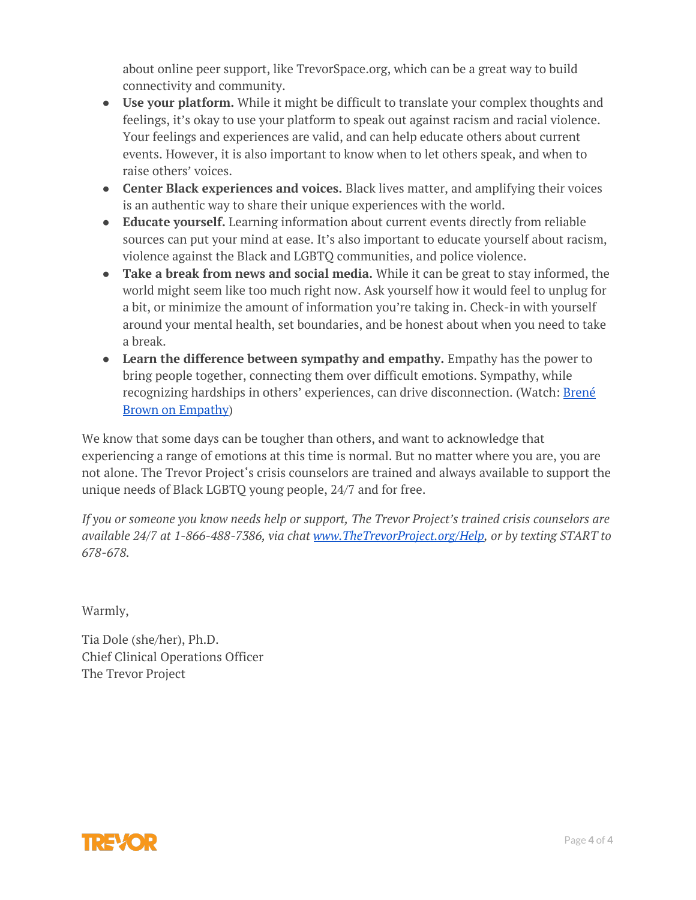about online peer support, like TrevorSpace.org, which can be a great way to build connectivity and community.

- **Use your platform.** While it might be difficult to translate your complex thoughts and feelings, it's okay to use your platform to speak out against racism and racial violence. Your feelings and experiences are valid, and can help educate others about current events. However, it is also important to know when to let others speak, and when to raise others' voices.
- **Center Black experiences and voices.** Black lives matter, and amplifying their voices is an authentic way to share their unique experiences with the world.
- **Educate yourself.** Learning information about current events directly from reliable sources can put your mind at ease. It's also important to educate yourself about racism, violence against the Black and LGBTQ communities, and police violence.
- **Take a break from news and social media.** While it can be great to stay informed, the world might seem like too much right now. Ask yourself how it would feel to unplug for a bit, or minimize the amount of information you're taking in. Check-in with yourself around your mental health, set boundaries, and be honest about when you need to take a break.
- **Learn the difference between sympathy and empathy.** Empathy has the power to bring people together, connecting them over difficult emotions. Sympathy, while recognizing hardships in others' experiences, can drive disconnection. (Watch: [Brené Brown on Empathy])

We know that some days can be tougher than others, and want to acknowledge that experiencing a range of emotions at this time is normal. But no matter where you are, you are not alone. The Trevor Project's crisis counselors are trained and always available to support the unique needs of Black LGBTQ young people, 24/7 and for free.

*If you or someone you know needs help or support, The Trevor Project's trained crisis counselors are available 24/7 at 1-866-488-7386, via chat [www.TheTrevorProject.org/Help], or by texting START to 678-678.*

Warmly,

Tia Dole (she/her), Ph.D.
Chief Clinical Operations Officer
The Trevor Project